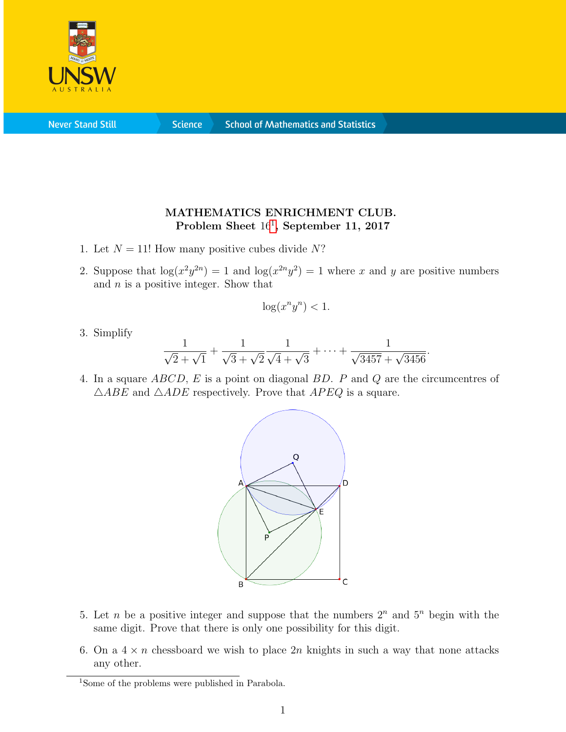**MATHEMATICS ENRICHMENT CLUB.**
**Problem Sheet 16[1], September 11, 2017**

1. Let $N = 11!$ How many positive cubes divide $N$?

2. Suppose that $\log(x^2y^{2n}) = 1$ and $\log(x^{2n}y^2) = 1$ where $x$ and $y$ are positive numbers and $n$ is a positive integer. Show that
$$\log(x^n y^n) < 1.$$

3. Simplify
$$\frac{1}{\sqrt{2}+\sqrt{1}} + \frac{1}{\sqrt{3}+\sqrt{2}}\frac{1}{\sqrt{4}+\sqrt{3}} + \cdots + \frac{1}{\sqrt{3457}+\sqrt{3456}}.$$

4. In a square $ABCD$, $E$ is a point on diagonal $BD$. $P$ and $Q$ are the circumcentres of $\triangle ABE$ and $\triangle ADE$ respectively. Prove that $APEQ$ is a square.

5. Let $n$ be a positive integer and suppose that the numbers $2^n$ and $5^n$ begin with the same digit. Prove that there is only one possibility for this digit.

6. On a $4 \times n$ chessboard we wish to place $2n$ knights in such a way that none attacks any other.

[1]Some of the problems were published in Parabola.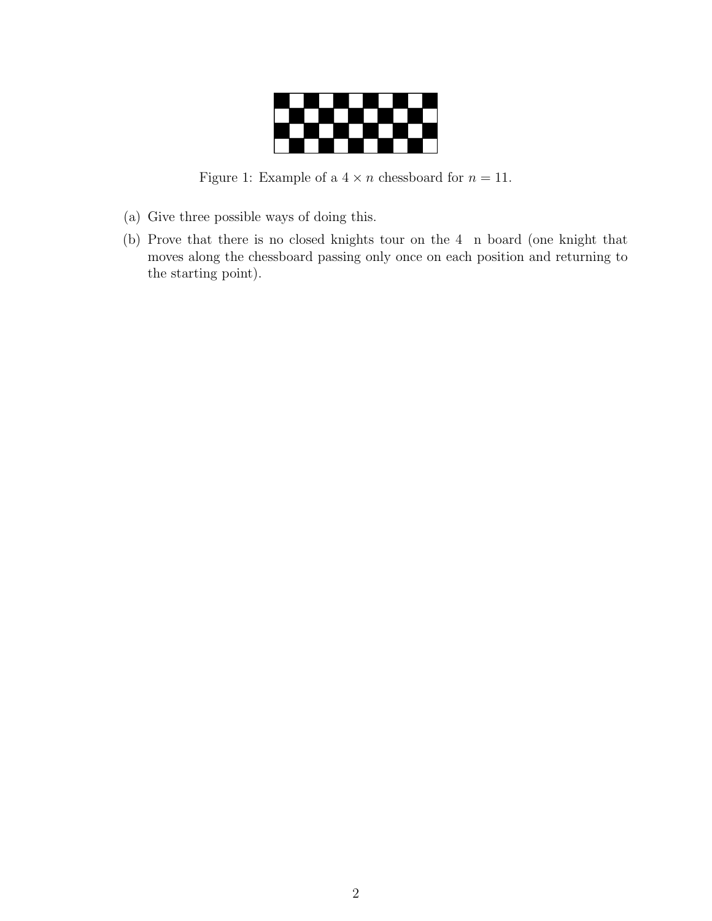Figure 1: Example of a $4 \times n$ chessboard for $n = 11$.

(a) Give three possible ways of doing this.

(b) Prove that there is no closed knights tour on the 4 n board (one knight that moves along the chessboard passing only once on each position and returning to the starting point).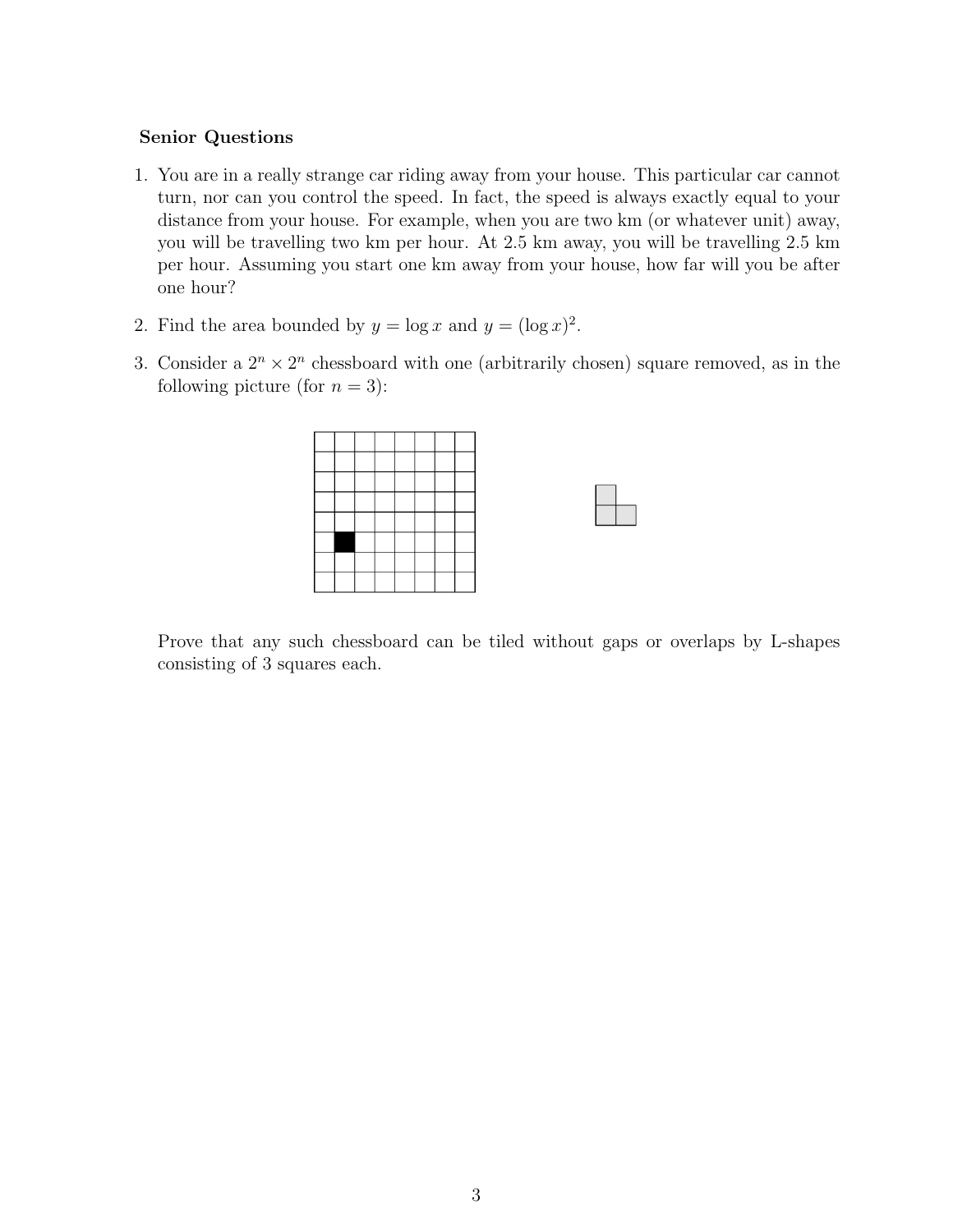**Senior Questions**

1. You are in a really strange car riding away from your house. This particular car cannot turn, nor can you control the speed. In fact, the speed is always exactly equal to your distance from your house. For example, when you are two km (or whatever unit) away, you will be travelling two km per hour. At 2.5 km away, you will be travelling 2.5 km per hour. Assuming you start one km away from your house, how far will you be after one hour?

2. Find the area bounded by $y = \log x$ and $y = (\log x)^2$.

3. Consider a $2^n \times 2^n$ chessboard with one (arbitrarily chosen) square removed, as in the following picture (for $n = 3$):

   Prove that any such chessboard can be tiled without gaps or overlaps by L-shapes consisting of 3 squares each.